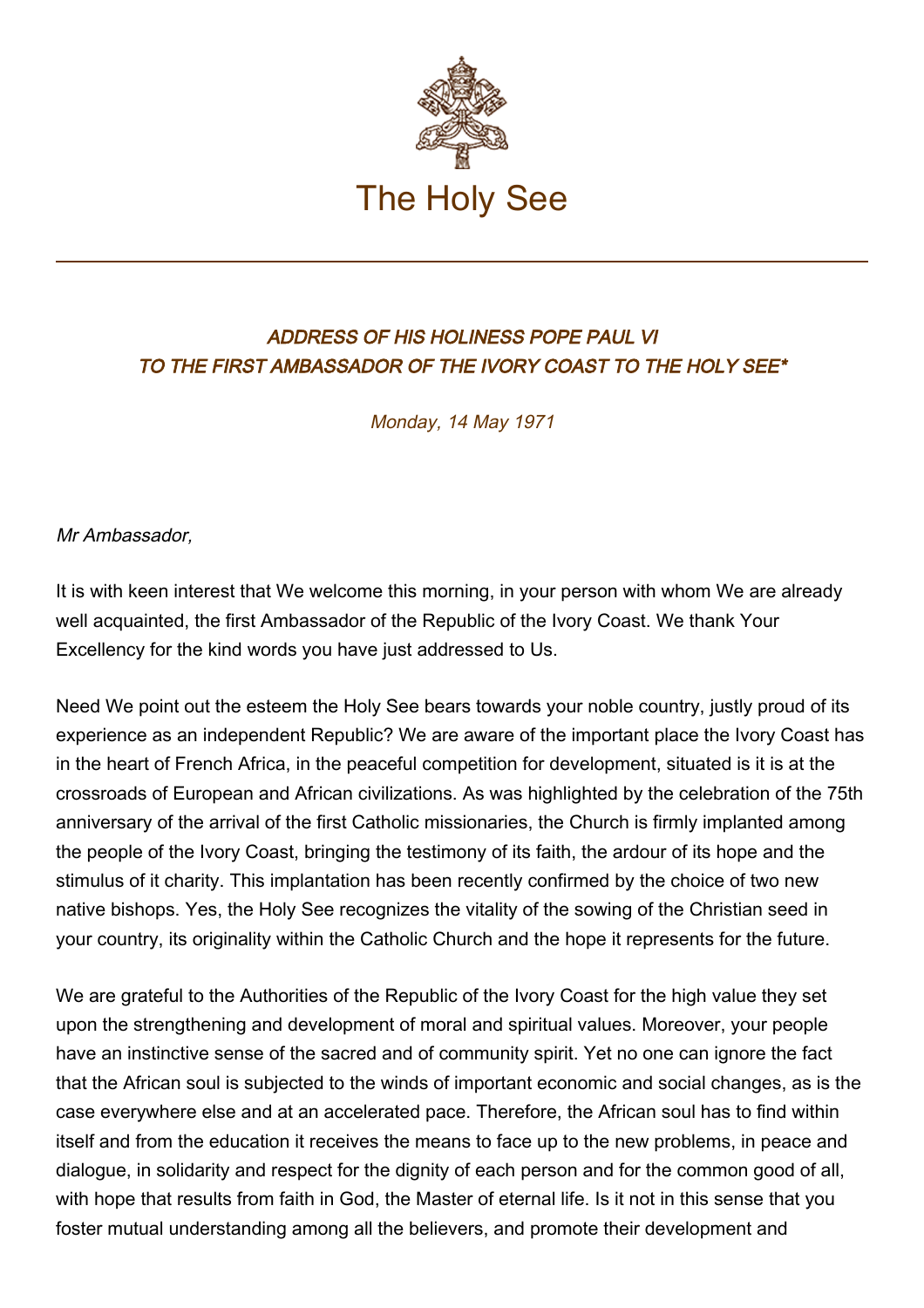# The Holy See

### *ADDRESS OF HIS HOLINESS POPE PAUL VI TO THE FIRST AMBASSADOR OF THE IVORY COAST TO THE HOLY SEE**

*Monday, 14 May 1971*

*Mr Ambassador,*

It is with keen interest that We welcome this morning, in your person with whom We are already well acquainted, the first Ambassador of the Republic of the Ivory Coast. We thank Your Excellency for the kind words you have just addressed to Us.

Need We point out the esteem the Holy See bears towards your noble country, justly proud of its experience as an independent Republic? We are aware of the important place the Ivory Coast has in the heart of French Africa, in the peaceful competition for development, situated is it is at the crossroads of European and African civilizations. As was highlighted by the celebration of the 75th anniversary of the arrival of the first Catholic missionaries, the Church is firmly implanted among the people of the Ivory Coast, bringing the testimony of its faith, the ardour of its hope and the stimulus of it charity. This implantation has been recently confirmed by the choice of two new native bishops. Yes, the Holy See recognizes the vitality of the sowing of the Christian seed in your country, its originality within the Catholic Church and the hope it represents for the future.

We are grateful to the Authorities of the Republic of the Ivory Coast for the high value they set upon the strengthening and development of moral and spiritual values. Moreover, your people have an instinctive sense of the sacred and of community spirit. Yet no one can ignore the fact that the African soul is subjected to the winds of important economic and social changes, as is the case everywhere else and at an accelerated pace. Therefore, the African soul has to find within itself and from the education it receives the means to face up to the new problems, in peace and dialogue, in solidarity and respect for the dignity of each person and for the common good of all, with hope that results from faith in God, the Master of eternal life. Is it not in this sense that you foster mutual understanding among all the believers, and promote their development and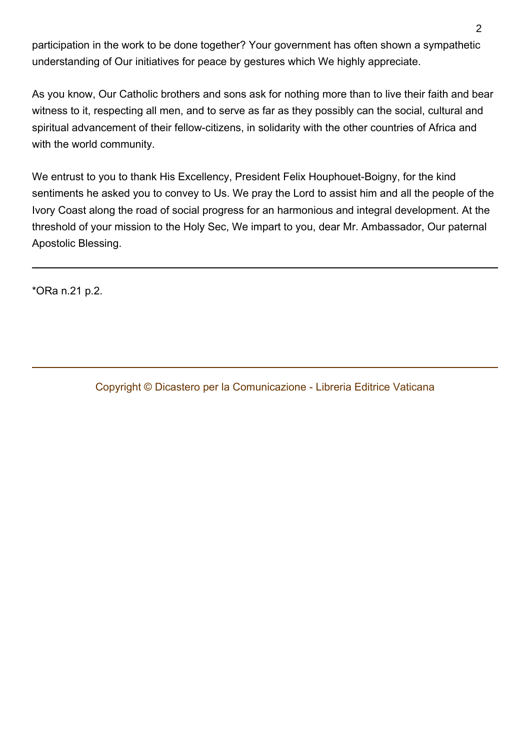participation in the work to be done together? Your government has often shown a sympathetic understanding of Our initiatives for peace by gestures which We highly appreciate.

As you know, Our Catholic brothers and sons ask for nothing more than to live their faith and bear witness to it, respecting all men, and to serve as far as they possibly can the social, cultural and spiritual advancement of their fellow-citizens, in solidarity with the other countries of Africa and with the world community.

We entrust to you to thank His Excellency, President Felix Houphouet-Boigny, for the kind sentiments he asked you to convey to Us. We pray the Lord to assist him and all the people of the Ivory Coast along the road of social progress for an harmonious and integral development. At the threshold of your mission to the Holy Sec, We impart to you, dear Mr. Ambassador, Our paternal Apostolic Blessing.

---

*ORa n.21 p.2.

---

Copyright © Dicastero per la Comunicazione - Libreria Editrice Vaticana